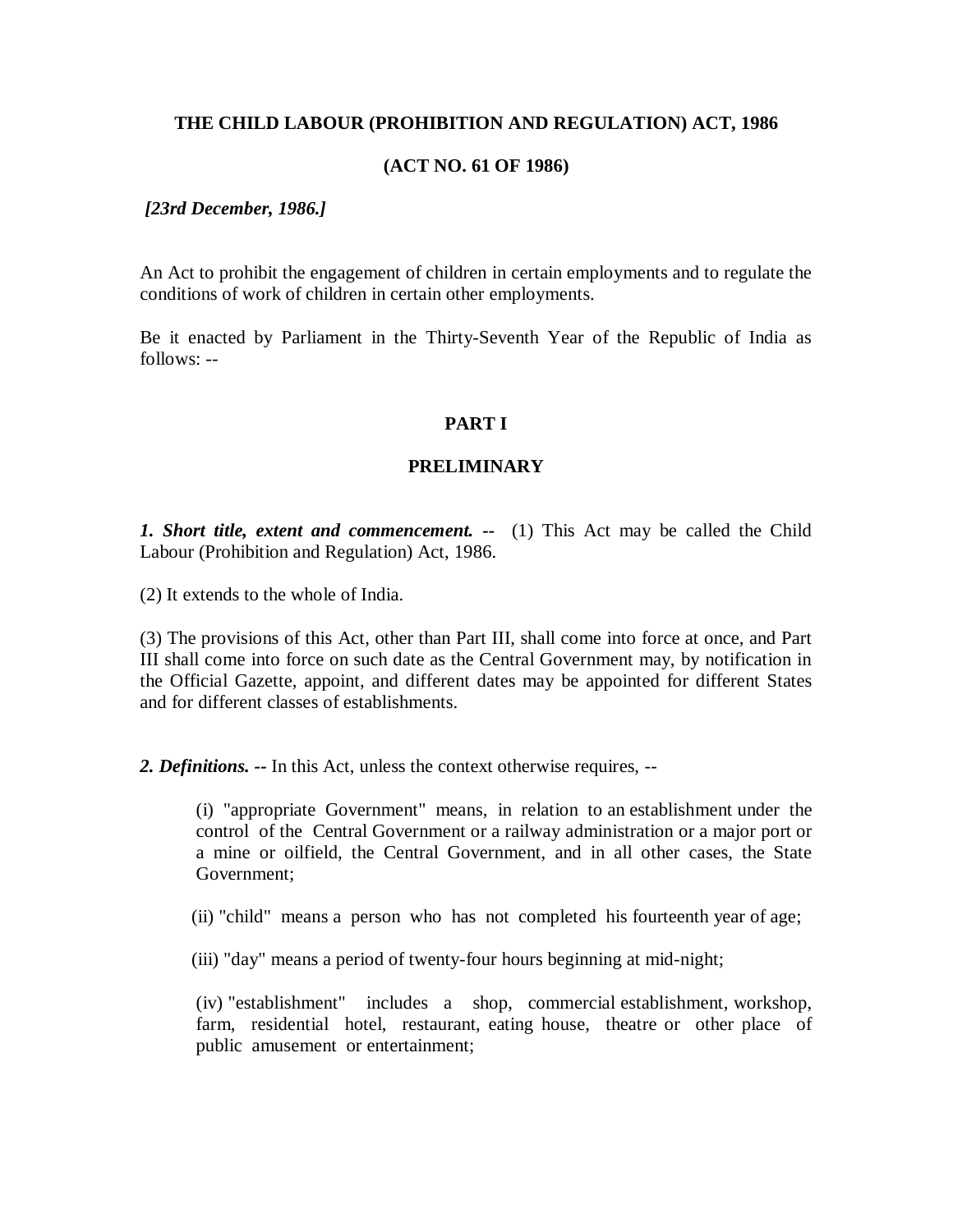# THE CHILD LABOUR (PROHIBITION AND REGULATION) ACT, 1986

## (ACT NO. 61 OF 1986)

***[23rd December, 1986.]***

An Act to prohibit the engagement of children in certain employments and to regulate the conditions of work of children in certain other employments.

Be it enacted by Parliament in the Thirty-Seventh Year of the Republic of India as follows: --

## PART I

## PRELIMINARY

***1. Short title, extent and commencement. --*** (1) This Act may be called the Child Labour (Prohibition and Regulation) Act, 1986.

(2) It extends to the whole of India.

(3) The provisions of this Act, other than Part III, shall come into force at once, and Part III shall come into force on such date as the Central Government may, by notification in the Official Gazette, appoint, and different dates may be appointed for different States and for different classes of establishments.

***2. Definitions. --*** In this Act, unless the context otherwise requires, --

(i) "appropriate Government" means, in relation to an establishment under the control of the Central Government or a railway administration or a major port or a mine or oilfield, the Central Government, and in all other cases, the State Government;

(ii) "child" means a person who has not completed his fourteenth year of age;

(iii) "day" means a period of twenty-four hours beginning at mid-night;

(iv) "establishment" includes a shop, commercial establishment, workshop, farm, residential hotel, restaurant, eating house, theatre or other place of public amusement or entertainment;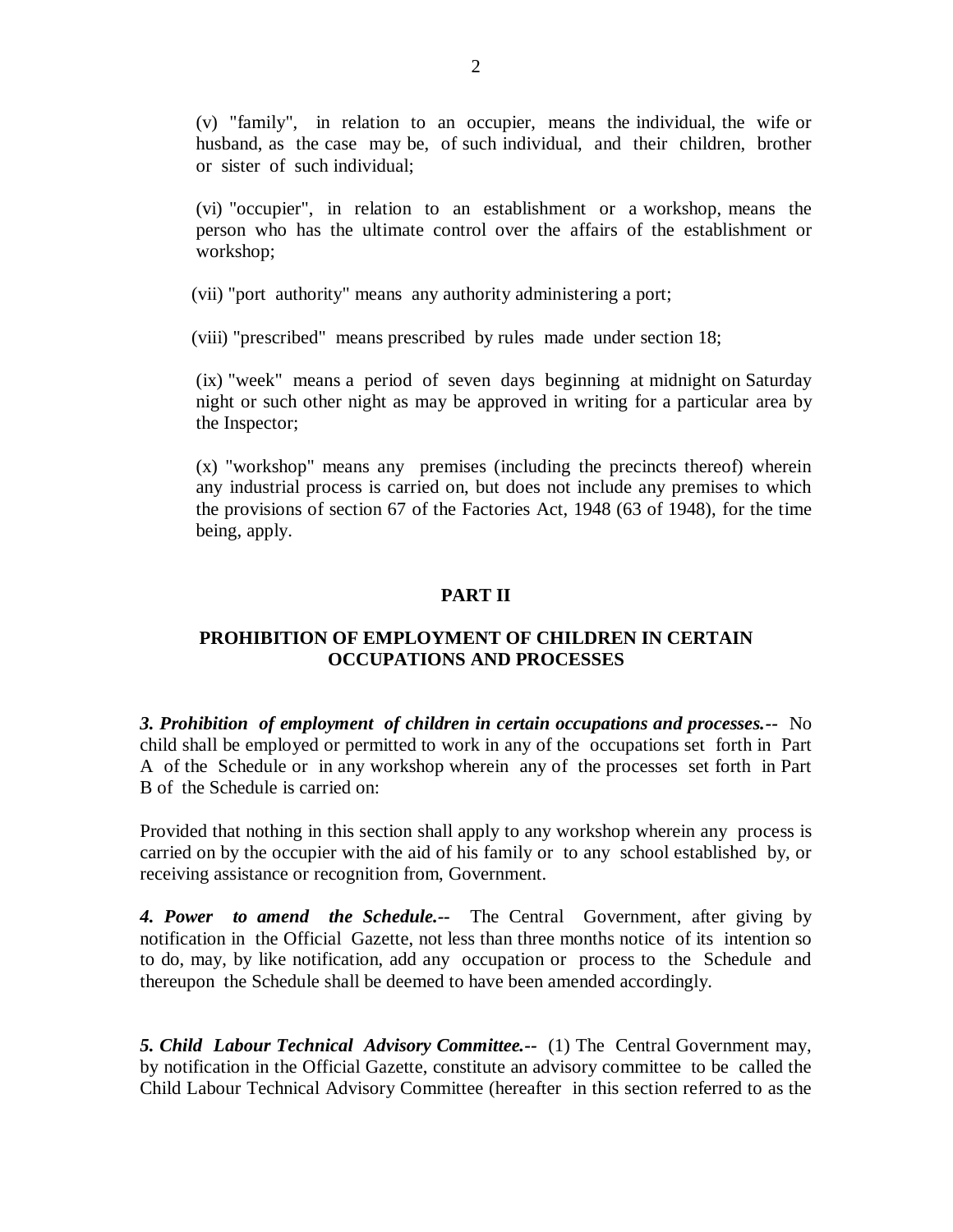(v) "family", in relation to an occupier, means the individual, the wife or husband, as the case may be, of such individual, and their children, brother or sister of such individual;

(vi) "occupier", in relation to an establishment or a workshop, means the person who has the ultimate control over the affairs of the establishment or workshop;

(vii) "port authority" means any authority administering a port;

(viii) "prescribed" means prescribed by rules made under section 18;

(ix) "week" means a period of seven days beginning at midnight on Saturday night or such other night as may be approved in writing for a particular area by the Inspector;

(x) "workshop" means any premises (including the precincts thereof) wherein any industrial process is carried on, but does not include any premises to which the provisions of section 67 of the Factories Act, 1948 (63 of 1948), for the time being, apply.

## PART II

## PROHIBITION OF EMPLOYMENT OF CHILDREN IN CERTAIN OCCUPATIONS AND PROCESSES

***3. Prohibition of employment of children in certain occupations and processes.--*** No child shall be employed or permitted to work in any of the occupations set forth in Part A of the Schedule or in any workshop wherein any of the processes set forth in Part B of the Schedule is carried on:

Provided that nothing in this section shall apply to any workshop wherein any process is carried on by the occupier with the aid of his family or to any school established by, or receiving assistance or recognition from, Government.

***4. Power to amend the Schedule.--*** The Central Government, after giving by notification in the Official Gazette, not less than three months notice of its intention so to do, may, by like notification, add any occupation or process to the Schedule and thereupon the Schedule shall be deemed to have been amended accordingly.

***5. Child Labour Technical Advisory Committee.--*** (1) The Central Government may, by notification in the Official Gazette, constitute an advisory committee to be called the Child Labour Technical Advisory Committee (hereafter in this section referred to as the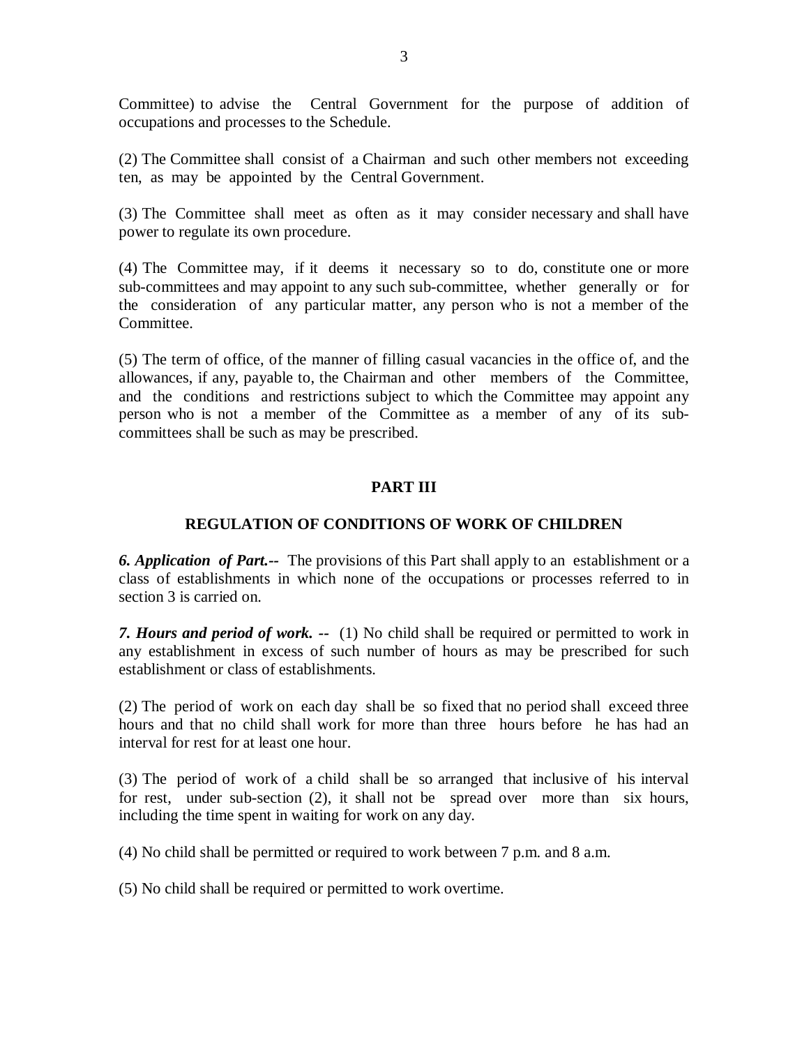Committee) to advise the Central Government for the purpose of addition of occupations and processes to the Schedule.

(2) The Committee shall consist of a Chairman and such other members not exceeding ten, as may be appointed by the Central Government.

(3) The Committee shall meet as often as it may consider necessary and shall have power to regulate its own procedure.

(4) The Committee may, if it deems it necessary so to do, constitute one or more sub-committees and may appoint to any such sub-committee, whether generally or for the consideration of any particular matter, any person who is not a member of the Committee.

(5) The term of office, of the manner of filling casual vacancies in the office of, and the allowances, if any, payable to, the Chairman and other members of the Committee, and the conditions and restrictions subject to which the Committee may appoint any person who is not a member of the Committee as a member of any of its sub-committees shall be such as may be prescribed.

## PART III

## REGULATION OF CONDITIONS OF WORK OF CHILDREN

***6. Application of Part.--*** The provisions of this Part shall apply to an establishment or a class of establishments in which none of the occupations or processes referred to in section 3 is carried on.

***7. Hours and period of work. --*** (1) No child shall be required or permitted to work in any establishment in excess of such number of hours as may be prescribed for such establishment or class of establishments.

(2) The period of work on each day shall be so fixed that no period shall exceed three hours and that no child shall work for more than three hours before he has had an interval for rest for at least one hour.

(3) The period of work of a child shall be so arranged that inclusive of his interval for rest, under sub-section (2), it shall not be spread over more than six hours, including the time spent in waiting for work on any day.

(4) No child shall be permitted or required to work between 7 p.m. and 8 a.m.

(5) No child shall be required or permitted to work overtime.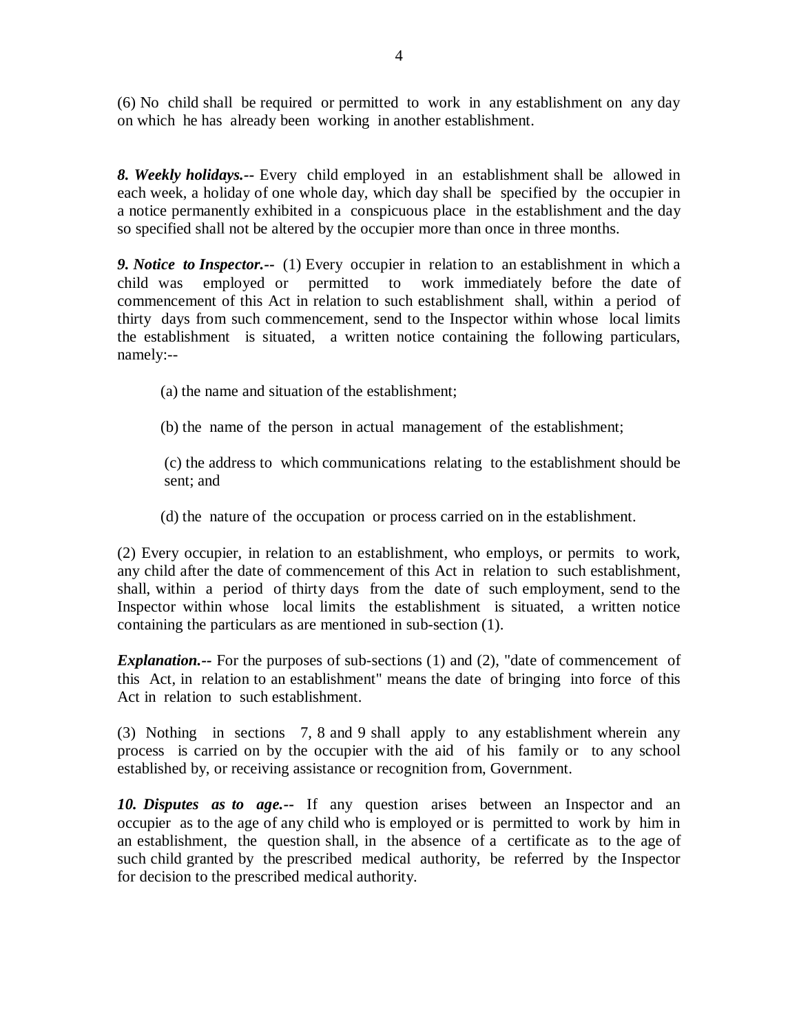(6) No child shall be required or permitted to work in any establishment on any day on which he has already been working in another establishment.

***8. Weekly holidays.--*** Every child employed in an establishment shall be allowed in each week, a holiday of one whole day, which day shall be specified by the occupier in a notice permanently exhibited in a conspicuous place in the establishment and the day so specified shall not be altered by the occupier more than once in three months.

***9. Notice to Inspector.--*** (1) Every occupier in relation to an establishment in which a child was employed or permitted to work immediately before the date of commencement of this Act in relation to such establishment shall, within a period of thirty days from such commencement, send to the Inspector within whose local limits the establishment is situated, a written notice containing the following particulars, namely:--

(a) the name and situation of the establishment;

(b) the name of the person in actual management of the establishment;

(c) the address to which communications relating to the establishment should be sent; and

(d) the nature of the occupation or process carried on in the establishment.

(2) Every occupier, in relation to an establishment, who employs, or permits to work, any child after the date of commencement of this Act in relation to such establishment, shall, within a period of thirty days from the date of such employment, send to the Inspector within whose local limits the establishment is situated, a written notice containing the particulars as are mentioned in sub-section (1).

***Explanation.--*** For the purposes of sub-sections (1) and (2), "date of commencement of this Act, in relation to an establishment" means the date of bringing into force of this Act in relation to such establishment.

(3) Nothing in sections 7, 8 and 9 shall apply to any establishment wherein any process is carried on by the occupier with the aid of his family or to any school established by, or receiving assistance or recognition from, Government.

***10. Disputes as to age.--*** If any question arises between an Inspector and an occupier as to the age of any child who is employed or is permitted to work by him in an establishment, the question shall, in the absence of a certificate as to the age of such child granted by the prescribed medical authority, be referred by the Inspector for decision to the prescribed medical authority.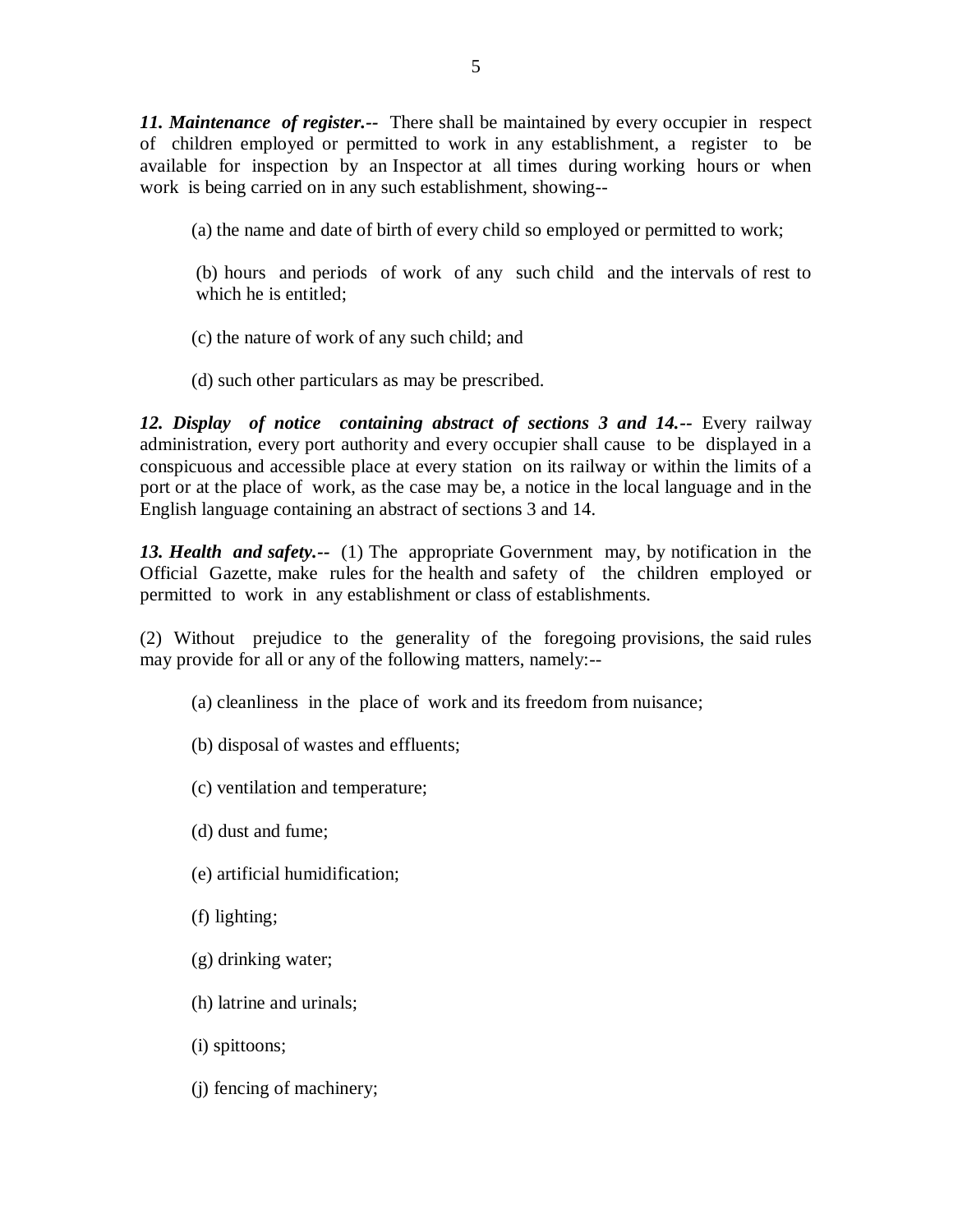***11. Maintenance of register.--*** There shall be maintained by every occupier in respect of children employed or permitted to work in any establishment, a register to be available for inspection by an Inspector at all times during working hours or when work is being carried on in any such establishment, showing--

(a) the name and date of birth of every child so employed or permitted to work;

(b) hours and periods of work of any such child and the intervals of rest to which he is entitled;

(c) the nature of work of any such child; and

(d) such other particulars as may be prescribed.

***12. Display of notice containing abstract of sections 3 and 14.--*** Every railway administration, every port authority and every occupier shall cause to be displayed in a conspicuous and accessible place at every station on its railway or within the limits of a port or at the place of work, as the case may be, a notice in the local language and in the English language containing an abstract of sections 3 and 14.

***13. Health and safety.--*** (1) The appropriate Government may, by notification in the Official Gazette, make rules for the health and safety of the children employed or permitted to work in any establishment or class of establishments.

(2) Without prejudice to the generality of the foregoing provisions, the said rules may provide for all or any of the following matters, namely:--

(a) cleanliness in the place of work and its freedom from nuisance;

(b) disposal of wastes and effluents;

(c) ventilation and temperature;

(d) dust and fume;

(e) artificial humidification;

(f) lighting;

(g) drinking water;

(h) latrine and urinals;

(i) spittoons;

(j) fencing of machinery;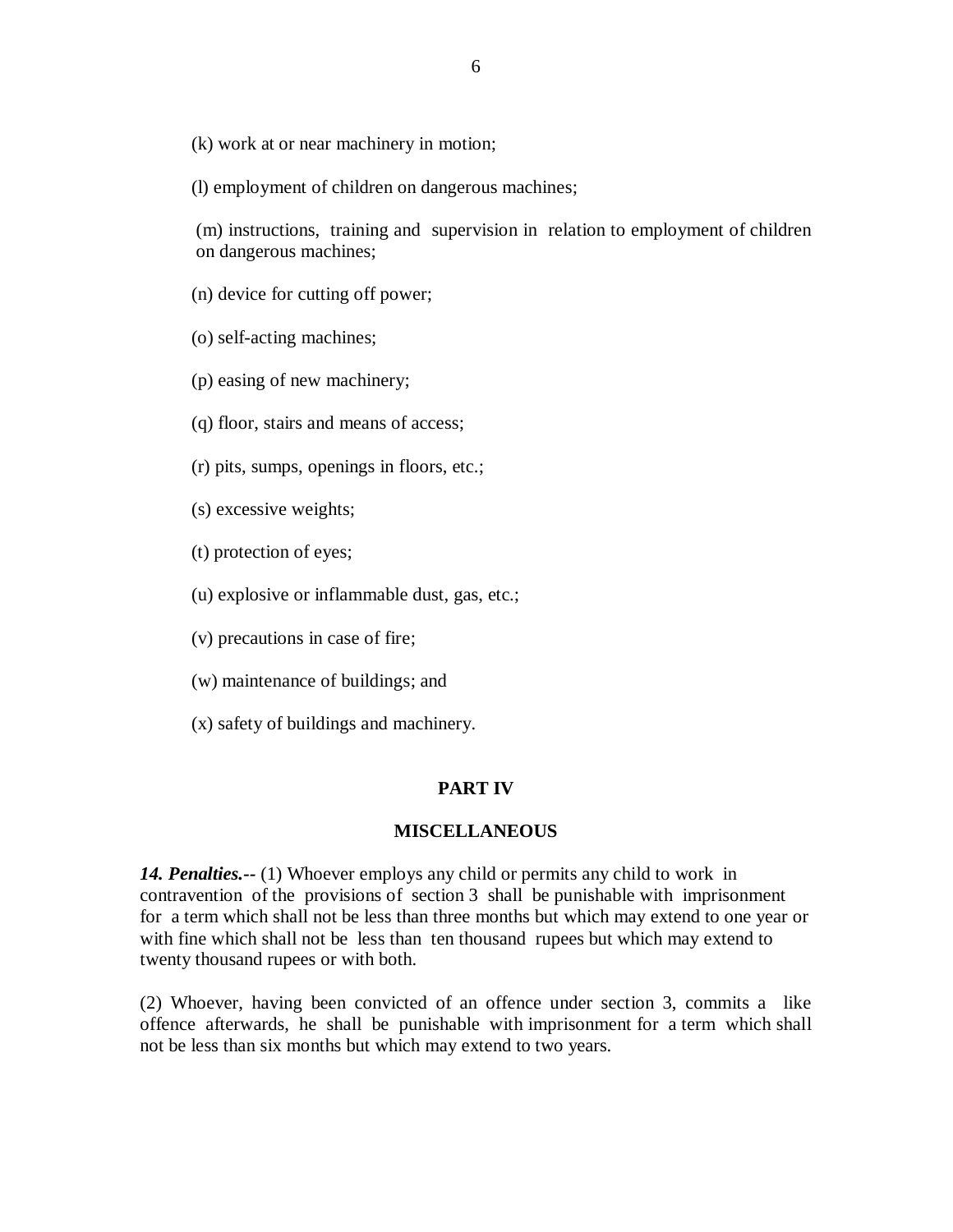(k) work at or near machinery in motion;

(l) employment of children on dangerous machines;

(m) instructions, training and supervision in relation to employment of children on dangerous machines;

(n) device for cutting off power;

(o) self-acting machines;

(p) easing of new machinery;

(q) floor, stairs and means of access;

(r) pits, sumps, openings in floors, etc.;

(s) excessive weights;

(t) protection of eyes;

(u) explosive or inflammable dust, gas, etc.;

(v) precautions in case of fire;

(w) maintenance of buildings; and

(x) safety of buildings and machinery.

## PART IV

## MISCELLANEOUS

***14. Penalties.--*** (1) Whoever employs any child or permits any child to work in contravention of the provisions of section 3 shall be punishable with imprisonment for a term which shall not be less than three months but which may extend to one year or with fine which shall not be less than ten thousand rupees but which may extend to twenty thousand rupees or with both.

(2) Whoever, having been convicted of an offence under section 3, commits a like offence afterwards, he shall be punishable with imprisonment for a term which shall not be less than six months but which may extend to two years.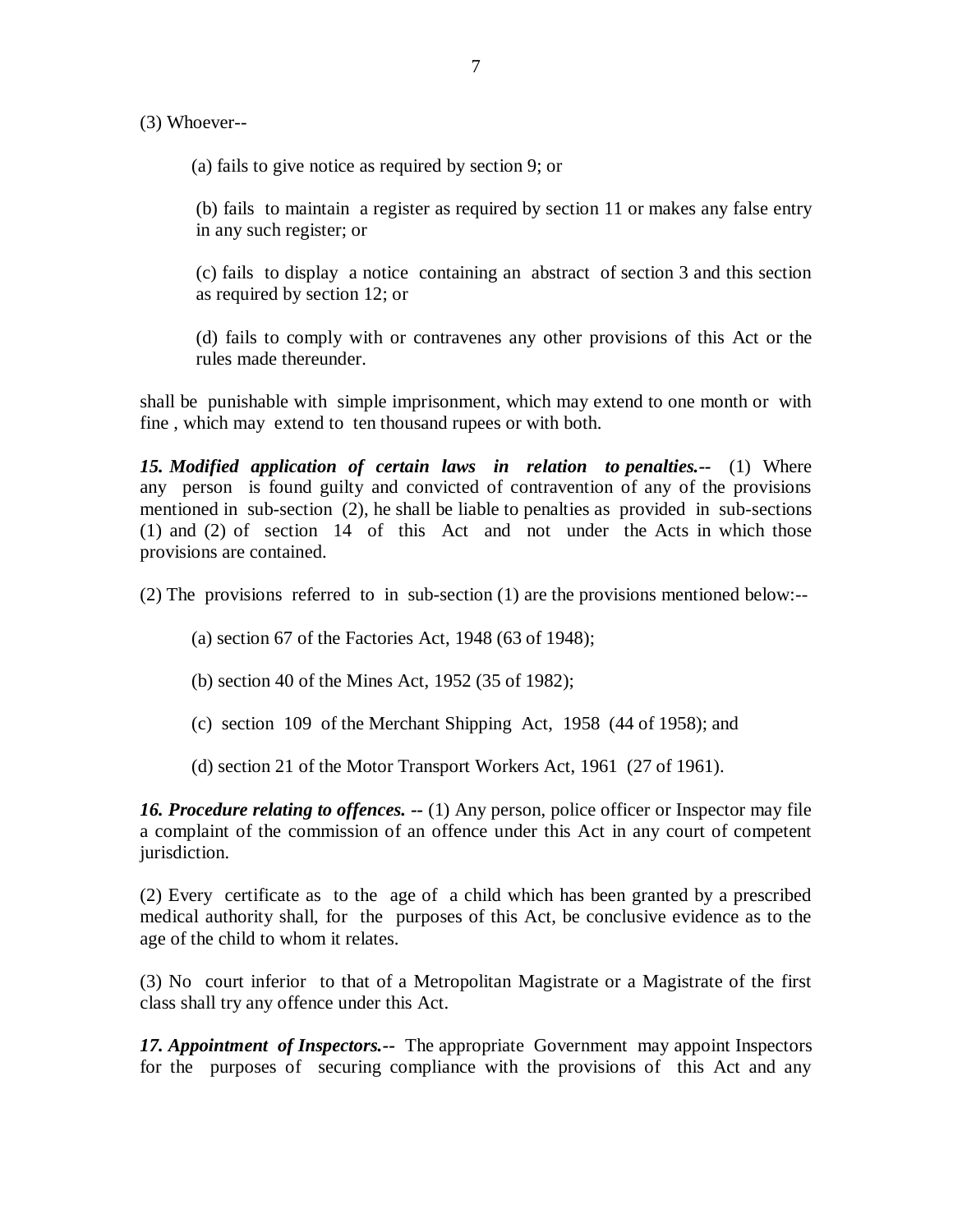(3) Whoever--

(a) fails to give notice as required by section 9; or

(b) fails to maintain a register as required by section 11 or makes any false entry in any such register; or

(c) fails to display a notice containing an abstract of section 3 and this section as required by section 12; or

(d) fails to comply with or contravenes any other provisions of this Act or the rules made thereunder.

shall be punishable with simple imprisonment, which may extend to one month or with fine , which may extend to ten thousand rupees or with both.

***15. Modified application of certain laws in relation to penalties.--*** (1) Where any person is found guilty and convicted of contravention of any of the provisions mentioned in sub-section (2), he shall be liable to penalties as provided in sub-sections (1) and (2) of section 14 of this Act and not under the Acts in which those provisions are contained.

(2) The provisions referred to in sub-section (1) are the provisions mentioned below:--

(a) section 67 of the Factories Act, 1948 (63 of 1948);

(b) section 40 of the Mines Act, 1952 (35 of 1982);

(c) section 109 of the Merchant Shipping Act, 1958 (44 of 1958); and

(d) section 21 of the Motor Transport Workers Act, 1961 (27 of 1961).

***16. Procedure relating to offences. --*** (1) Any person, police officer or Inspector may file a complaint of the commission of an offence under this Act in any court of competent jurisdiction.

(2) Every certificate as to the age of a child which has been granted by a prescribed medical authority shall, for the purposes of this Act, be conclusive evidence as to the age of the child to whom it relates.

(3) No court inferior to that of a Metropolitan Magistrate or a Magistrate of the first class shall try any offence under this Act.

***17. Appointment of Inspectors.--*** The appropriate Government may appoint Inspectors for the purposes of securing compliance with the provisions of this Act and any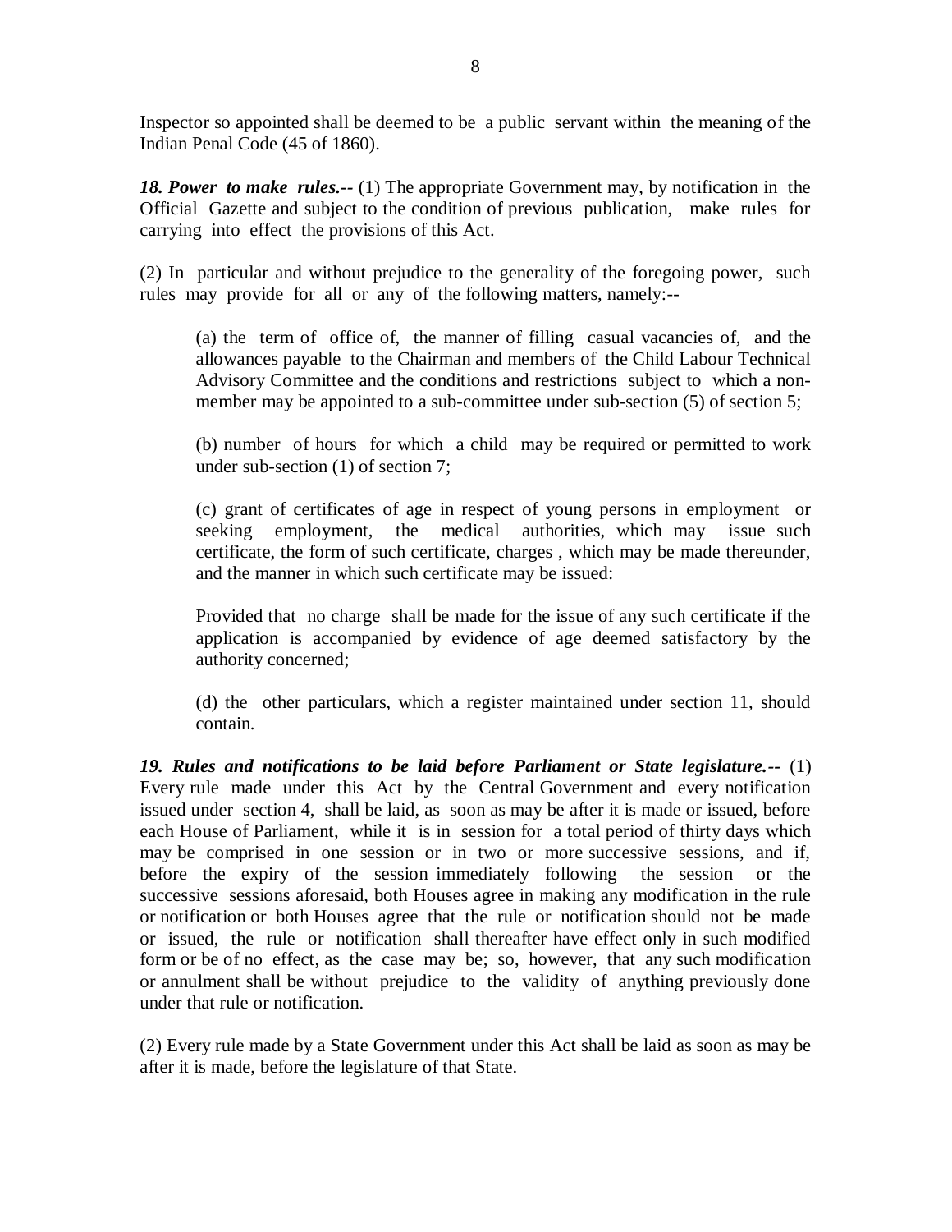Inspector so appointed shall be deemed to be a public servant within the meaning of the Indian Penal Code (45 of 1860).

***18. Power to make rules.--*** (1) The appropriate Government may, by notification in the Official Gazette and subject to the condition of previous publication, make rules for carrying into effect the provisions of this Act.

(2) In particular and without prejudice to the generality of the foregoing power, such rules may provide for all or any of the following matters, namely:--

> (a) the term of office of, the manner of filling casual vacancies of, and the allowances payable to the Chairman and members of the Child Labour Technical Advisory Committee and the conditions and restrictions subject to which a non-member may be appointed to a sub-committee under sub-section (5) of section 5;
>
> (b) number of hours for which a child may be required or permitted to work under sub-section (1) of section 7;
>
> (c) grant of certificates of age in respect of young persons in employment or seeking employment, the medical authorities, which may issue such certificate, the form of such certificate, charges , which may be made thereunder, and the manner in which such certificate may be issued:
>
> Provided that no charge shall be made for the issue of any such certificate if the application is accompanied by evidence of age deemed satisfactory by the authority concerned;
>
> (d) the other particulars, which a register maintained under section 11, should contain.

***19. Rules and notifications to be laid before Parliament or State legislature.--*** (1) Every rule made under this Act by the Central Government and every notification issued under section 4, shall be laid, as soon as may be after it is made or issued, before each House of Parliament, while it is in session for a total period of thirty days which may be comprised in one session or in two or more successive sessions, and if, before the expiry of the session immediately following the session or the successive sessions aforesaid, both Houses agree in making any modification in the rule or notification or both Houses agree that the rule or notification should not be made or issued, the rule or notification shall thereafter have effect only in such modified form or be of no effect, as the case may be; so, however, that any such modification or annulment shall be without prejudice to the validity of anything previously done under that rule or notification.

(2) Every rule made by a State Government under this Act shall be laid as soon as may be after it is made, before the legislature of that State.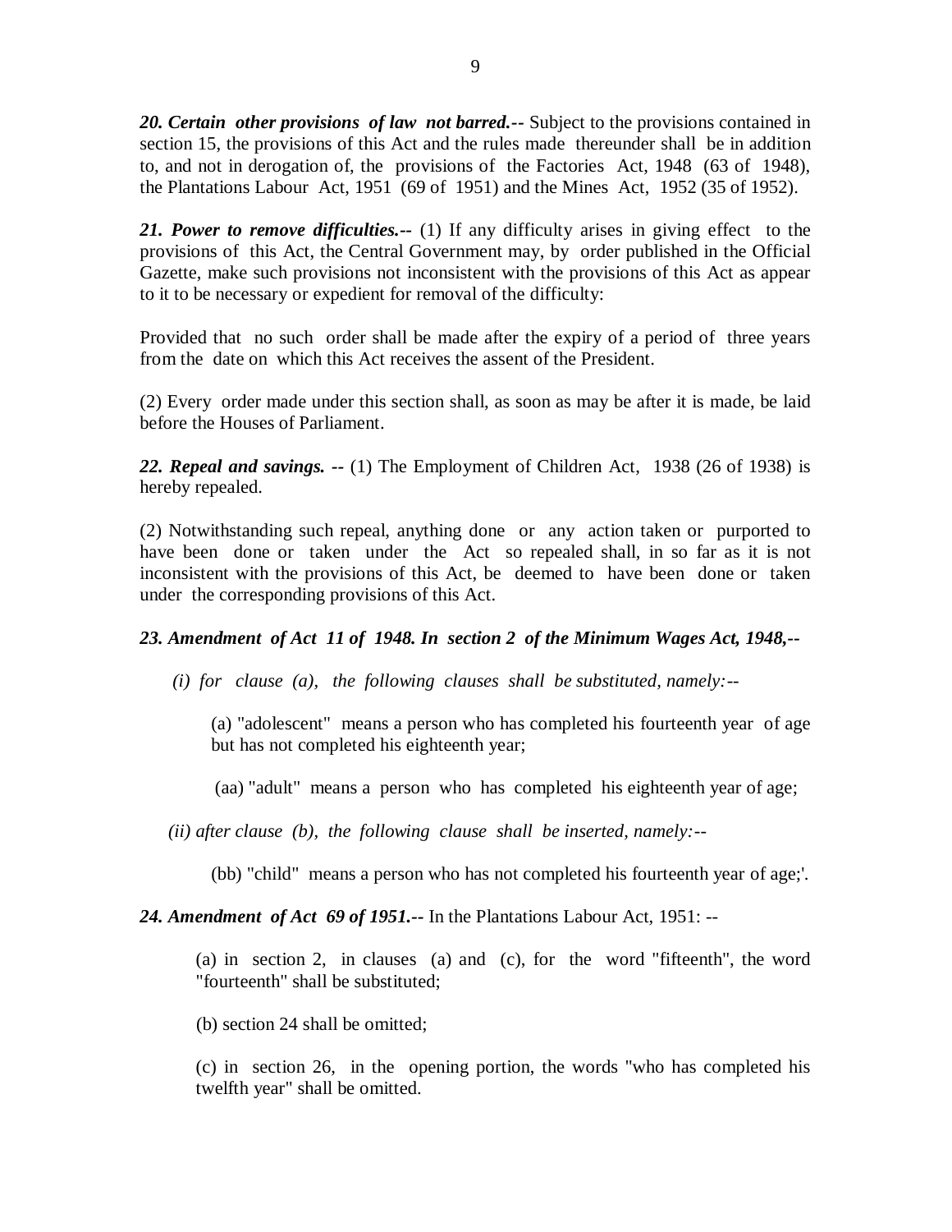***20. Certain other provisions of law not barred.--*** Subject to the provisions contained in section 15, the provisions of this Act and the rules made thereunder shall be in addition to, and not in derogation of, the provisions of the Factories Act, 1948 (63 of 1948), the Plantations Labour Act, 1951 (69 of 1951) and the Mines Act, 1952 (35 of 1952).

***21. Power to remove difficulties.--*** (1) If any difficulty arises in giving effect to the provisions of this Act, the Central Government may, by order published in the Official Gazette, make such provisions not inconsistent with the provisions of this Act as appear to it to be necessary or expedient for removal of the difficulty:

Provided that no such order shall be made after the expiry of a period of three years from the date on which this Act receives the assent of the President.

(2) Every order made under this section shall, as soon as may be after it is made, be laid before the Houses of Parliament.

***22. Repeal and savings. --*** (1) The Employment of Children Act, 1938 (26 of 1938) is hereby repealed.

(2) Notwithstanding such repeal, anything done or any action taken or purported to have been done or taken under the Act so repealed shall, in so far as it is not inconsistent with the provisions of this Act, be deemed to have been done or taken under the corresponding provisions of this Act.

***23. Amendment of Act 11 of 1948. In section 2 of the Minimum Wages Act, 1948,--***

*(i) for clause (a), the following clauses shall be substituted, namely:--*

(a) "adolescent" means a person who has completed his fourteenth year of age but has not completed his eighteenth year;

(aa) "adult" means a person who has completed his eighteenth year of age;

*(ii) after clause (b), the following clause shall be inserted, namely:--*

(bb) "child" means a person who has not completed his fourteenth year of age;'.

***24. Amendment of Act 69 of 1951.--*** In the Plantations Labour Act, 1951: --

(a) in section 2, in clauses (a) and (c), for the word "fifteenth", the word "fourteenth" shall be substituted;

(b) section 24 shall be omitted;

(c) in section 26, in the opening portion, the words "who has completed his twelfth year" shall be omitted.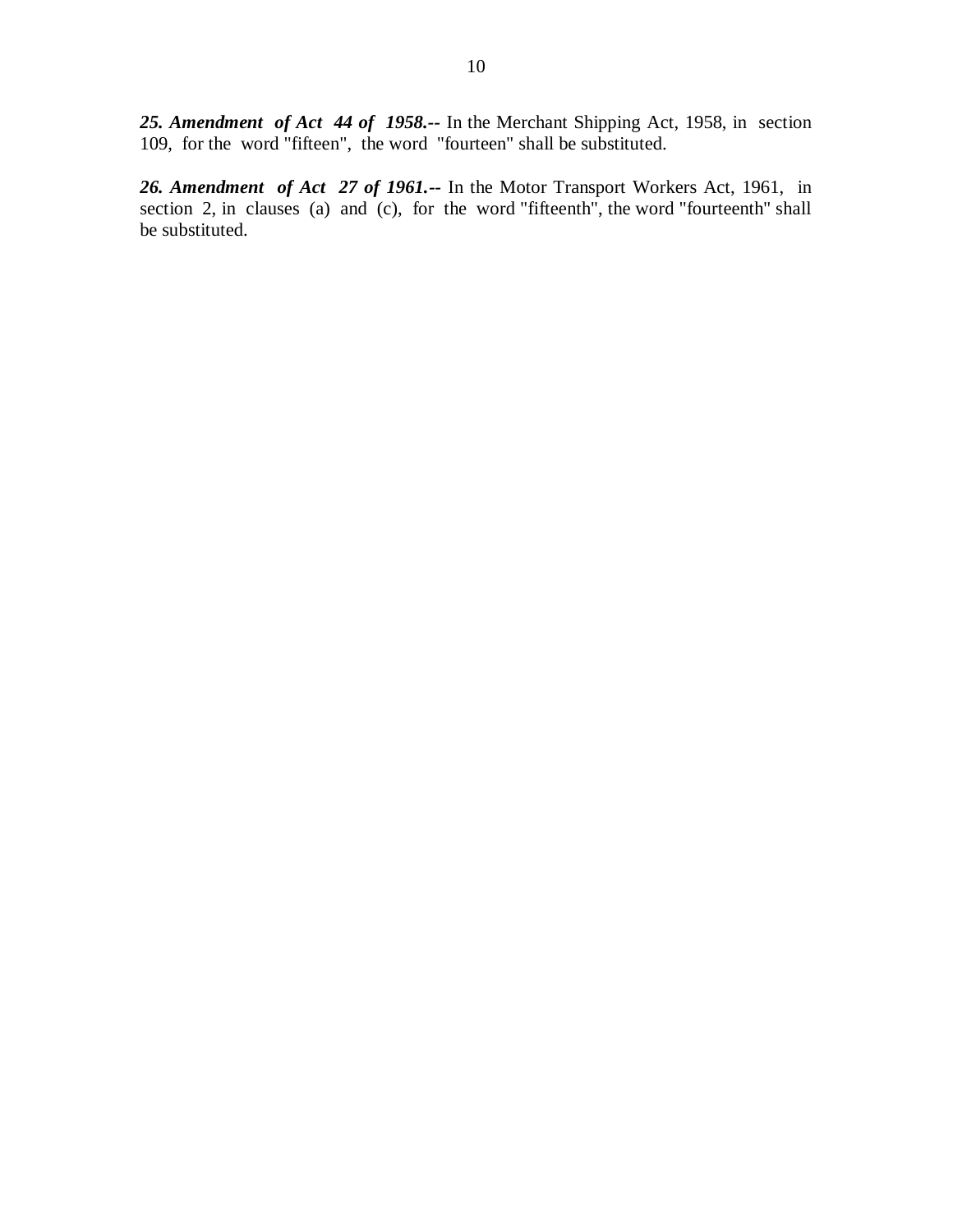***25. Amendment of Act 44 of 1958.--*** In the Merchant Shipping Act, 1958, in section 109, for the word "fifteen", the word "fourteen" shall be substituted.

***26. Amendment of Act 27 of 1961.--*** In the Motor Transport Workers Act, 1961, in section 2, in clauses (a) and (c), for the word "fifteenth", the word "fourteenth" shall be substituted.